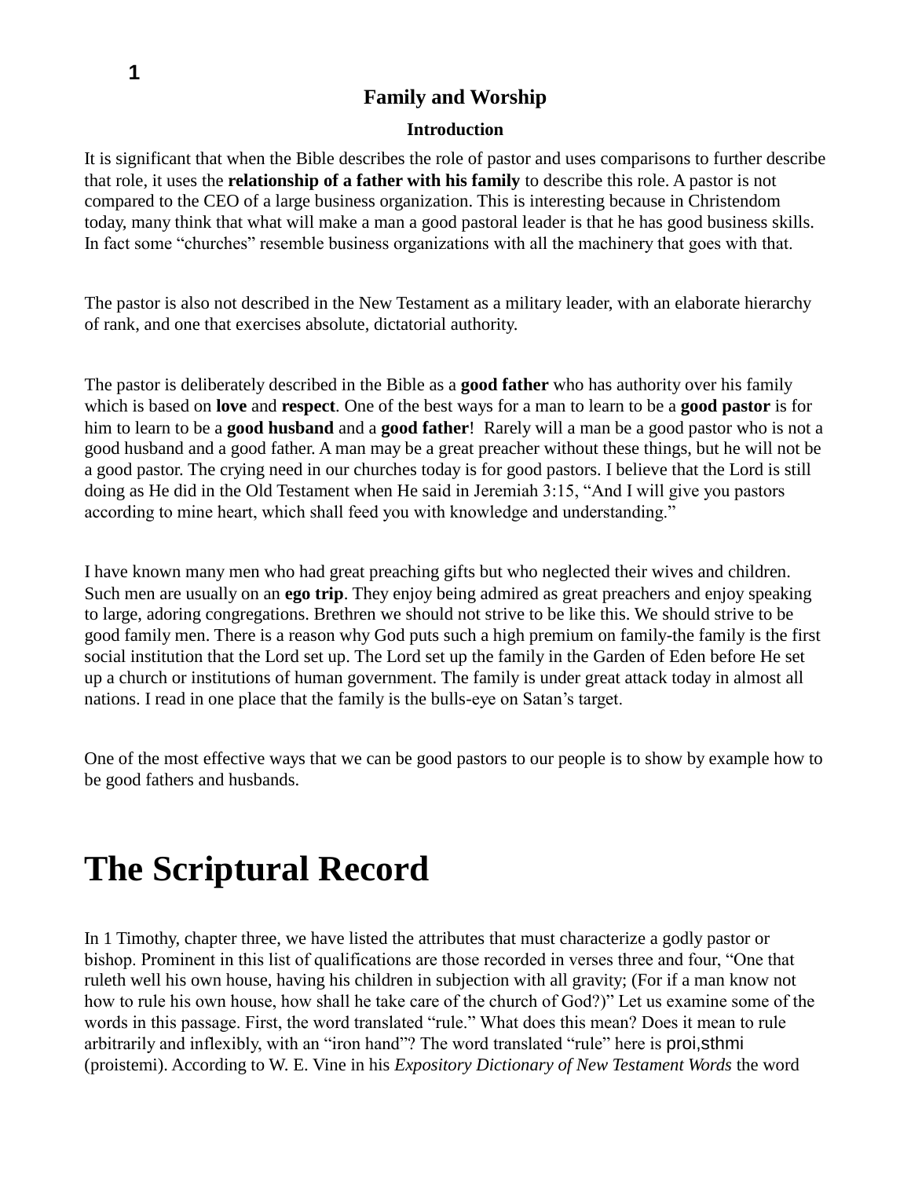## Family and Worship

### Introduction

It is significant that when the Bible describes the role of pastor and uses comparisons to further describe that role, it uses the **relationship of a father with his family** to describe this role. A pastor is not compared to the CEO of a large business organization. This is interesting because in Christendom today, many think that what will make a man a good pastoral leader is that he has good business skills. In fact some "churches" resemble business organizations with all the machinery that goes with that.

The pastor is also not described in the New Testament as a military leader, with an elaborate hierarchy of rank, and one that exercises absolute, dictatorial authority.

The pastor is deliberately described in the Bible as a **good father** who has authority over his family which is based on **love** and **respect**. One of the best ways for a man to learn to be a **good pastor** is for him to learn to be a **good husband** and a **good father**! Rarely will a man be a good pastor who is not a good husband and a good father. A man may be a great preacher without these things, but he will not be a good pastor. The crying need in our churches today is for good pastors. I believe that the Lord is still doing as He did in the Old Testament when He said in Jeremiah 3:15, "And I will give you pastors according to mine heart, which shall feed you with knowledge and understanding."

I have known many men who had great preaching gifts but who neglected their wives and children. Such men are usually on an **ego trip**. They enjoy being admired as great preachers and enjoy speaking to large, adoring congregations. Brethren we should not strive to be like this. We should strive to be good family men. There is a reason why God puts such a high premium on family-the family is the first social institution that the Lord set up. The Lord set up the family in the Garden of Eden before He set up a church or institutions of human government. The family is under great attack today in almost all nations. I read in one place that the family is the bulls-eye on Satan's target.

One of the most effective ways that we can be good pastors to our people is to show by example how to be good fathers and husbands.

# The Scriptural Record

In 1 Timothy, chapter three, we have listed the attributes that must characterize a godly pastor or bishop. Prominent in this list of qualifications are those recorded in verses three and four, "One that ruleth well his own house, having his children in subjection with all gravity; (For if a man know not how to rule his own house, how shall he take care of the church of God?)" Let us examine some of the words in this passage. First, the word translated "rule." What does this mean? Does it mean to rule arbitrarily and inflexibly, with an "iron hand"? The word translated "rule" here is proi,sthmi (proistemi). According to W. E. Vine in his *Expository Dictionary of New Testament Words* the word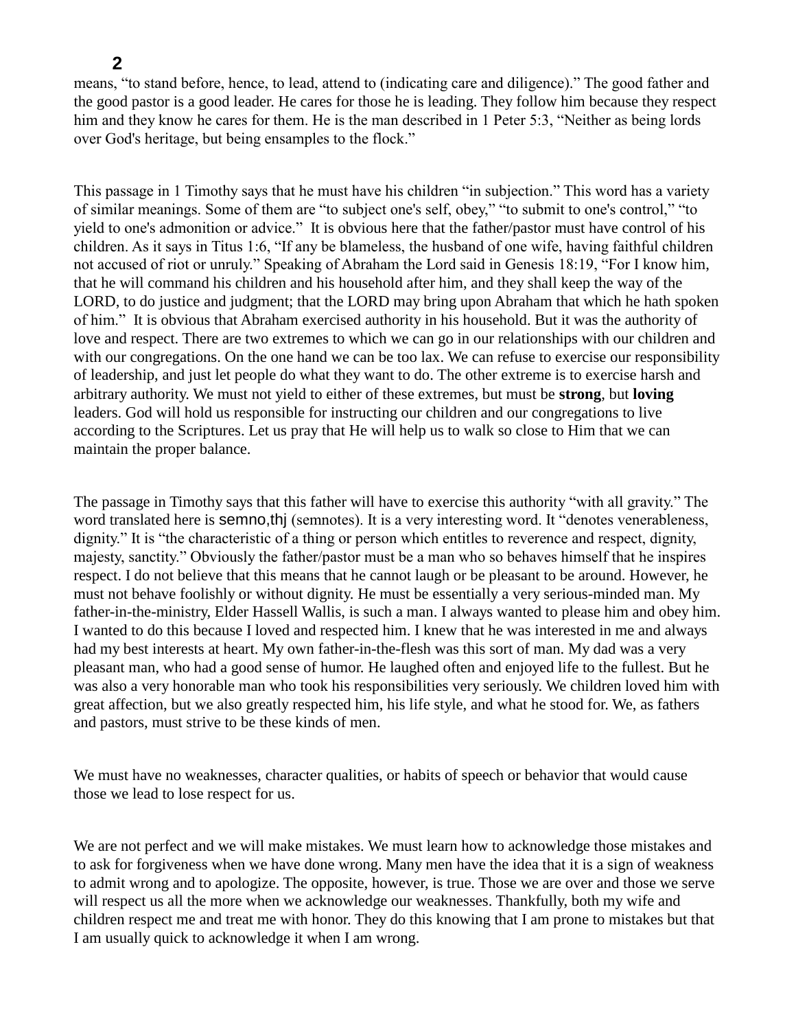means, “to stand before, hence, to lead, attend to (indicating care and diligence).” The good father and the good pastor is a good leader. He cares for those he is leading. They follow him because they respect him and they know he cares for them. He is the man described in 1 Peter 5:3, “Neither as being lords over God's heritage, but being ensamples to the flock.”

This passage in 1 Timothy says that he must have his children “in subjection.” This word has a variety of similar meanings. Some of them are “to subject one's self, obey,” “to submit to one's control,” “to yield to one's admonition or advice.” It is obvious here that the father/pastor must have control of his children. As it says in Titus 1:6, “If any be blameless, the husband of one wife, having faithful children not accused of riot or unruly.” Speaking of Abraham the Lord said in Genesis 18:19, “For I know him, that he will command his children and his household after him, and they shall keep the way of the LORD, to do justice and judgment; that the LORD may bring upon Abraham that which he hath spoken of him.” It is obvious that Abraham exercised authority in his household. But it was the authority of love and respect. There are two extremes to which we can go in our relationships with our children and with our congregations. On the one hand we can be too lax. We can refuse to exercise our responsibility of leadership, and just let people do what they want to do. The other extreme is to exercise harsh and arbitrary authority. We must not yield to either of these extremes, but must be **strong**, but **loving** leaders. God will hold us responsible for instructing our children and our congregations to live according to the Scriptures. Let us pray that He will help us to walk so close to Him that we can maintain the proper balance.

The passage in Timothy says that this father will have to exercise this authority “with all gravity.” The word translated here is semno,thj (semnotes). It is a very interesting word. It “denotes venerableness, dignity.” It is “the characteristic of a thing or person which entitles to reverence and respect, dignity, majesty, sanctity.” Obviously the father/pastor must be a man who so behaves himself that he inspires respect. I do not believe that this means that he cannot laugh or be pleasant to be around. However, he must not behave foolishly or without dignity. He must be essentially a very serious-minded man. My father-in-the-ministry, Elder Hassell Wallis, is such a man. I always wanted to please him and obey him. I wanted to do this because I loved and respected him. I knew that he was interested in me and always had my best interests at heart. My own father-in-the-flesh was this sort of man. My dad was a very pleasant man, who had a good sense of humor. He laughed often and enjoyed life to the fullest. But he was also a very honorable man who took his responsibilities very seriously. We children loved him with great affection, but we also greatly respected him, his life style, and what he stood for. We, as fathers and pastors, must strive to be these kinds of men.

We must have no weaknesses, character qualities, or habits of speech or behavior that would cause those we lead to lose respect for us.

We are not perfect and we will make mistakes. We must learn how to acknowledge those mistakes and to ask for forgiveness when we have done wrong. Many men have the idea that it is a sign of weakness to admit wrong and to apologize. The opposite, however, is true. Those we are over and those we serve will respect us all the more when we acknowledge our weaknesses. Thankfully, both my wife and children respect me and treat me with honor. They do this knowing that I am prone to mistakes but that I am usually quick to acknowledge it when I am wrong.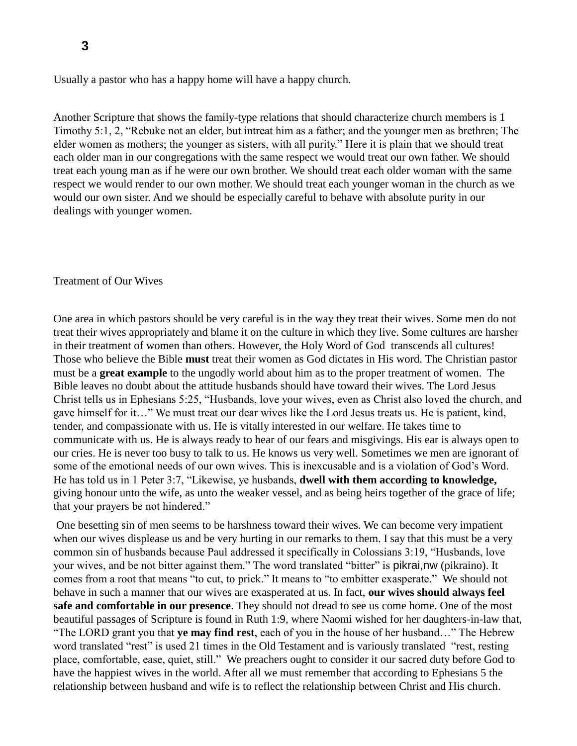Usually a pastor who has a happy home will have a happy church.

Another Scripture that shows the family-type relations that should characterize church members is 1 Timothy 5:1, 2, "Rebuke not an elder, but intreat him as a father; and the younger men as brethren; The elder women as mothers; the younger as sisters, with all purity." Here it is plain that we should treat each older man in our congregations with the same respect we would treat our own father. We should treat each young man as if he were our own brother. We should treat each older woman with the same respect we would render to our own mother. We should treat each younger woman in the church as we would our own sister. And we should be especially careful to behave with absolute purity in our dealings with younger women.

## Treatment of Our Wives

One area in which pastors should be very careful is in the way they treat their wives. Some men do not treat their wives appropriately and blame it on the culture in which they live. Some cultures are harsher in their treatment of women than others. However, the Holy Word of God transcends all cultures! Those who believe the Bible **must** treat their women as God dictates in His word. The Christian pastor must be a **great example** to the ungodly world about him as to the proper treatment of women. The Bible leaves no doubt about the attitude husbands should have toward their wives. The Lord Jesus Christ tells us in Ephesians 5:25, "Husbands, love your wives, even as Christ also loved the church, and gave himself for it…" We must treat our dear wives like the Lord Jesus treats us. He is patient, kind, tender, and compassionate with us. He is vitally interested in our welfare. He takes time to communicate with us. He is always ready to hear of our fears and misgivings. His ear is always open to our cries. He is never too busy to talk to us. He knows us very well. Sometimes we men are ignorant of some of the emotional needs of our own wives. This is inexcusable and is a violation of God's Word. He has told us in 1 Peter 3:7, "Likewise, ye husbands, **dwell with them according to knowledge,** giving honour unto the wife, as unto the weaker vessel, and as being heirs together of the grace of life; that your prayers be not hindered."

One besetting sin of men seems to be harshness toward their wives. We can become very impatient when our wives displease us and be very hurting in our remarks to them. I say that this must be a very common sin of husbands because Paul addressed it specifically in Colossians 3:19, "Husbands, love your wives, and be not bitter against them." The word translated "bitter" is pikrai,nw (pikraino). It comes from a root that means "to cut, to prick." It means to "to embitter exasperate." We should not behave in such a manner that our wives are exasperated at us. In fact, **our wives should always feel safe and comfortable in our presence**. They should not dread to see us come home. One of the most beautiful passages of Scripture is found in Ruth 1:9, where Naomi wished for her daughters-in-law that, "The LORD grant you that **ye may find rest**, each of you in the house of her husband…" The Hebrew word translated "rest" is used 21 times in the Old Testament and is variously translated "rest, resting place, comfortable, ease, quiet, still." We preachers ought to consider it our sacred duty before God to have the happiest wives in the world. After all we must remember that according to Ephesians 5 the relationship between husband and wife is to reflect the relationship between Christ and His church.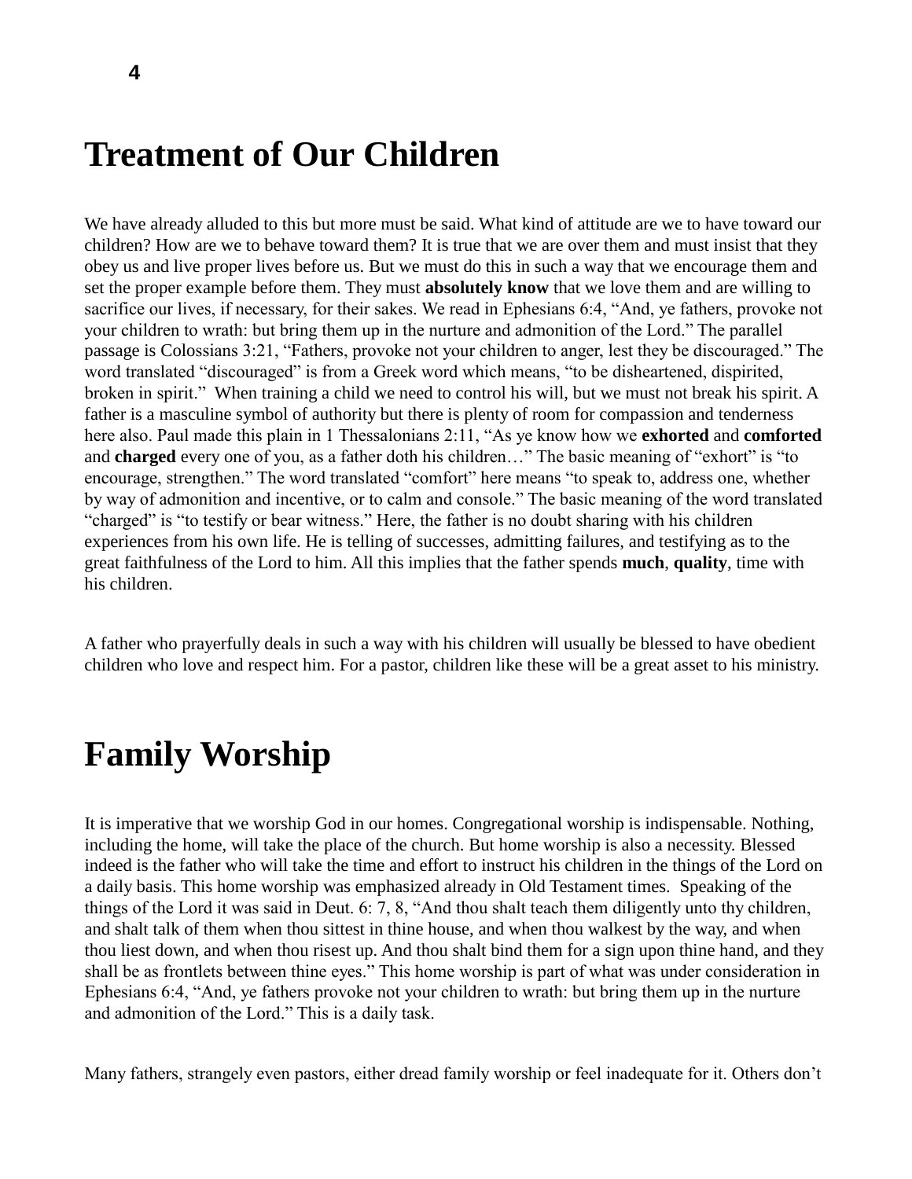# Treatment of Our Children

We have already alluded to this but more must be said. What kind of attitude are we to have toward our children? How are we to behave toward them? It is true that we are over them and must insist that they obey us and live proper lives before us. But we must do this in such a way that we encourage them and set the proper example before them. They must **absolutely know** that we love them and are willing to sacrifice our lives, if necessary, for their sakes. We read in Ephesians 6:4, "And, ye fathers, provoke not your children to wrath: but bring them up in the nurture and admonition of the Lord." The parallel passage is Colossians 3:21, "Fathers, provoke not your children to anger, lest they be discouraged." The word translated "discouraged" is from a Greek word which means, "to be disheartened, dispirited, broken in spirit." When training a child we need to control his will, but we must not break his spirit. A father is a masculine symbol of authority but there is plenty of room for compassion and tenderness here also. Paul made this plain in 1 Thessalonians 2:11, "As ye know how we **exhorted** and **comforted** and **charged** every one of you, as a father doth his children…" The basic meaning of "exhort" is "to encourage, strengthen." The word translated "comfort" here means "to speak to, address one, whether by way of admonition and incentive, or to calm and console." The basic meaning of the word translated "charged" is "to testify or bear witness." Here, the father is no doubt sharing with his children experiences from his own life. He is telling of successes, admitting failures, and testifying as to the great faithfulness of the Lord to him. All this implies that the father spends **much**, **quality**, time with his children.

A father who prayerfully deals in such a way with his children will usually be blessed to have obedient children who love and respect him. For a pastor, children like these will be a great asset to his ministry.

# Family Worship

It is imperative that we worship God in our homes. Congregational worship is indispensable. Nothing, including the home, will take the place of the church. But home worship is also a necessity. Blessed indeed is the father who will take the time and effort to instruct his children in the things of the Lord on a daily basis. This home worship was emphasized already in Old Testament times. Speaking of the things of the Lord it was said in Deut. 6: 7, 8, "And thou shalt teach them diligently unto thy children, and shalt talk of them when thou sittest in thine house, and when thou walkest by the way, and when thou liest down, and when thou risest up. And thou shalt bind them for a sign upon thine hand, and they shall be as frontlets between thine eyes." This home worship is part of what was under consideration in Ephesians 6:4, "And, ye fathers provoke not your children to wrath: but bring them up in the nurture and admonition of the Lord." This is a daily task.

Many fathers, strangely even pastors, either dread family worship or feel inadequate for it. Others don't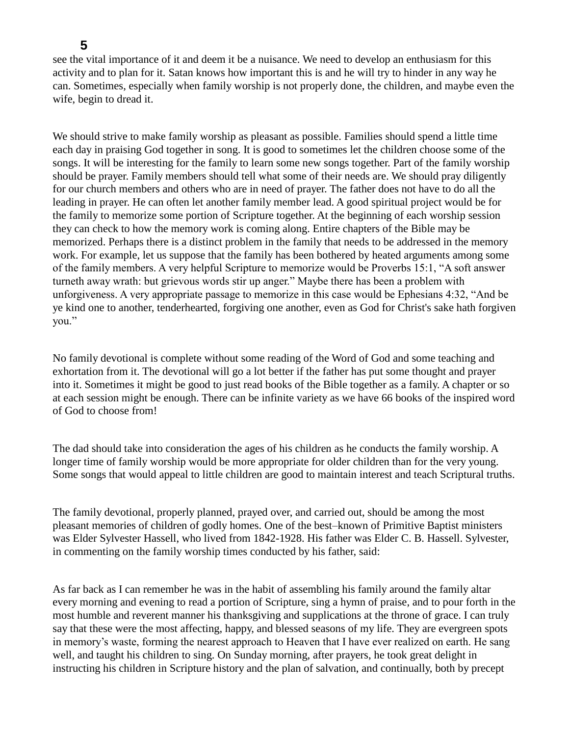see the vital importance of it and deem it be a nuisance. We need to develop an enthusiasm for this activity and to plan for it. Satan knows how important this is and he will try to hinder in any way he can. Sometimes, especially when family worship is not properly done, the children, and maybe even the wife, begin to dread it.

We should strive to make family worship as pleasant as possible. Families should spend a little time each day in praising God together in song. It is good to sometimes let the children choose some of the songs. It will be interesting for the family to learn some new songs together. Part of the family worship should be prayer. Family members should tell what some of their needs are. We should pray diligently for our church members and others who are in need of prayer. The father does not have to do all the leading in prayer. He can often let another family member lead. A good spiritual project would be for the family to memorize some portion of Scripture together. At the beginning of each worship session they can check to how the memory work is coming along. Entire chapters of the Bible may be memorized. Perhaps there is a distinct problem in the family that needs to be addressed in the memory work. For example, let us suppose that the family has been bothered by heated arguments among some of the family members. A very helpful Scripture to memorize would be Proverbs 15:1, "A soft answer turneth away wrath: but grievous words stir up anger." Maybe there has been a problem with unforgiveness. A very appropriate passage to memorize in this case would be Ephesians 4:32, "And be ye kind one to another, tenderhearted, forgiving one another, even as God for Christ's sake hath forgiven you."

No family devotional is complete without some reading of the Word of God and some teaching and exhortation from it. The devotional will go a lot better if the father has put some thought and prayer into it. Sometimes it might be good to just read books of the Bible together as a family. A chapter or so at each session might be enough. There can be infinite variety as we have 66 books of the inspired word of God to choose from!

The dad should take into consideration the ages of his children as he conducts the family worship. A longer time of family worship would be more appropriate for older children than for the very young. Some songs that would appeal to little children are good to maintain interest and teach Scriptural truths.

The family devotional, properly planned, prayed over, and carried out, should be among the most pleasant memories of children of godly homes. One of the best–known of Primitive Baptist ministers was Elder Sylvester Hassell, who lived from 1842-1928. His father was Elder C. B. Hassell. Sylvester, in commenting on the family worship times conducted by his father, said:

As far back as I can remember he was in the habit of assembling his family around the family altar every morning and evening to read a portion of Scripture, sing a hymn of praise, and to pour forth in the most humble and reverent manner his thanksgiving and supplications at the throne of grace. I can truly say that these were the most affecting, happy, and blessed seasons of my life. They are evergreen spots in memory's waste, forming the nearest approach to Heaven that I have ever realized on earth. He sang well, and taught his children to sing. On Sunday morning, after prayers, he took great delight in instructing his children in Scripture history and the plan of salvation, and continually, both by precept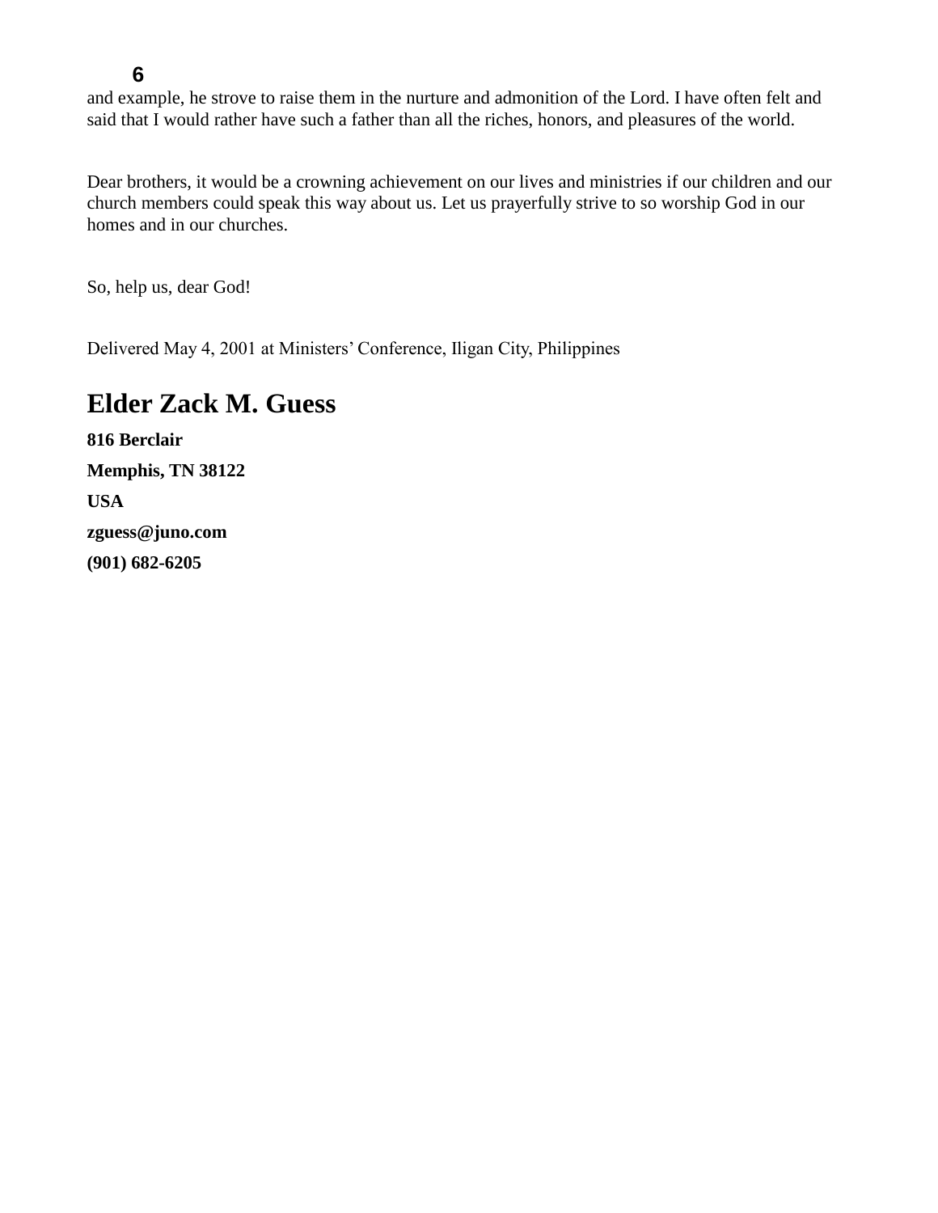and example, he strove to raise them in the nurture and admonition of the Lord. I have often felt and said that I would rather have such a father than all the riches, honors, and pleasures of the world.

Dear brothers, it would be a crowning achievement on our lives and ministries if our children and our church members could speak this way about us. Let us prayerfully strive to so worship God in our homes and in our churches.

So, help us, dear God!

Delivered May 4, 2001 at Ministers' Conference, Iligan City, Philippines

# Elder Zack M. Guess

**816 Berclair**

**Memphis, TN 38122**

**USA**

**zguess@juno.com**

**(901) 682-6205**